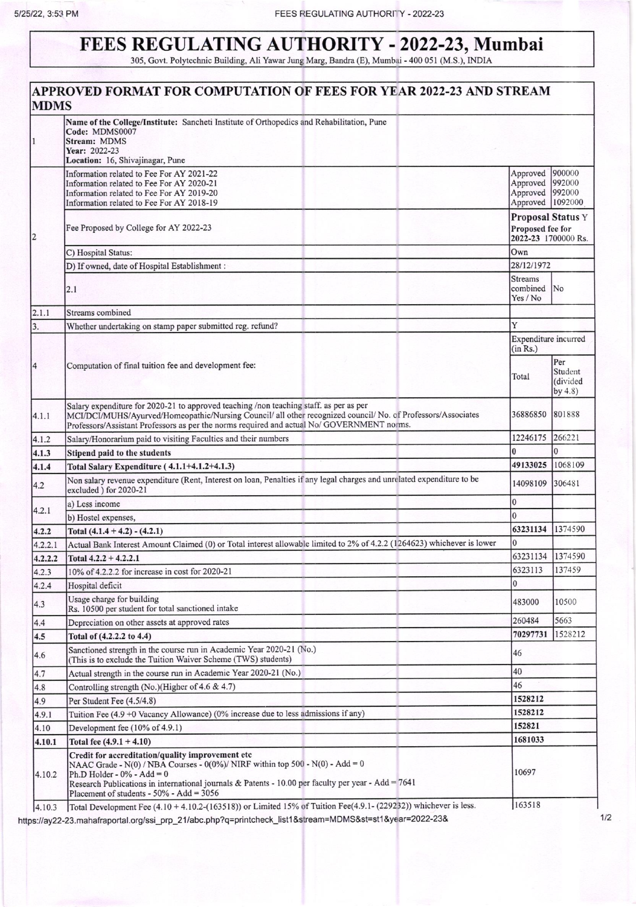# FEES REGULATING AUTHORITY - 2022-23, Mumbai

305, Govt. Polytechnic Building, Ali Yawar Jung Marg, Bandra (E), Mumbai - 400 051 (M.S.), INDIA

## APPROVED FORMAT FOR COMPUTATION OF FEES FOR YEAR 2022-23 AND STREAM MDMS

| | | | |
|---|---|---|---|
| 1 | **Name of the College/Institute:** Sancheti Institute of Orthopedics and Rehabilitation, Pune<br>**Code:** MDMS0007<br>**Stream:** MDMS<br>**Year:** 2022-23<br>**Location:** 16, Shivajinagar, Pune | | |
| 2 | Information related to Fee For AY 2021-22<br>Information related to Fee For AY 2020-21<br>Information related to Fee For AY 2019-20<br>Information related to Fee For AY 2018-19 | Approved<br>Approved<br>Approved<br>Approved | 900000<br>992000<br>992000<br>1092000 |
| | Fee Proposed by College for AY 2022-23 | **Proposal Status** Y<br>**Proposed fee for 2022-23** 1700000 Rs. | |
| | C) Hospital Status: | Own | |
| | D) If owned, date of Hospital Establishment : | 28/12/1972 | |
| | 2.1 | Streams combined Yes / No | No |
| 2.1.1 | Streams combined | | |
| 3. | Whether undertaking on stamp paper submitted reg. refund? | Y | |
| 4 | Computation of final tuition fee and development fee: | Expenditure incurred (in Rs.)<br>Total | Per Student (divided by 4.8) |
| 4.1.1 | Salary expenditure for 2020-21 to approved teaching /non teaching staff. as per as per MCI/DCI/MUHS/Ayurved/Homeopathic/Nursing Council/ all other recognized council/ No. of Professors/Associates Professors/Assistant Professors as per the norms required and actual No/ GOVERNMENT norms. | 36886850 | 801888 |
| 4.1.2 | Salary/Honorarium paid to visiting Faculties and their numbers | 12246175 | 266221 |
| **4.1.3** | **Stipend paid to the students** | 0 | 0 |
| **4.1.4** | **Total Salary Expenditure ( 4.1.1+4.1.2+4.1.3)** | 49133025 | 1068109 |
| 4.2 | Non salary revenue expenditure (Rent, Interest on loan, Penalties if any legal charges and unrelated expenditure to be excluded ) for 2020-21 | 14098109 | 306481 |
| 4.2.1 | a) Less income | 0 | |
| | b) Hostel expenses, | 0 | |
| **4.2.2** | **Total (4.1.4 + 4.2) - (4.2.1)** | 63231134 | 1374590 |
| 4.2.2.1 | Actual Bank Interest Amount Claimed (0) or Total interest allowable limited to 2% of 4.2.2 (1264623) whichever is lower | 0 | |
| **4.2.2.2** | **Total 4.2.2 + 4.2.2.1** | 63231134 | 1374590 |
| 4.2.3 | 10% of 4.2.2.2 for increase in cost for 2020-21 | 6323113 | 137459 |
| 4.2.4 | Hospital deficit | 0 | |
| 4.3 | Usage charge for building<br>Rs. 10500 per student for total sanctioned intake | 483000 | 10500 |
| 4.4 | Depreciation on other assets at approved rates | 260484 | 5663 |
| **4.5** | **Total of (4.2.2.2 to 4.4)** | 70297731 | 1528212 |
| 4.6 | Sanctioned strength in the course run in Academic Year 2020-21 (No.)<br>(This is to exclude the Tuition Waiver Scheme (TWS) students) | 46 | |
| 4.7 | Actual strength in the course run in Academic Year 2020-21 (No.) | 40 | |
| 4.8 | Controlling strength (No.)(Higher of 4.6 & 4.7) | 46 | |
| 4.9 | Per Student Fee (4.5/4.8) | 1528212 | |
| 4.9.1 | Tuition Fee (4.9 +0 Vacancy Allowance) (0% increase due to less admissions if any) | 1528212 | |
| 4.10 | Development fee (10% of 4.9.1) | 152821 | |
| **4.10.1** | **Total fee (4.9.1 + 4.10)** | 1681033 | |
| 4.10.2 | **Credit for accreditation/quality improvement etc**<br>NAAC Grade - N(0) / NBA Courses - 0(0%)/ NIRF within top 500 - N(0) - Add = 0<br>Ph.D Holder - 0% - Add = 0<br>Research Publications in international journals & Patents - 10.00 per faculty per year - Add = 7641<br>Placement of students - 50% - Add = 3056 | 10697 | |
| 4.10.3 | Total Development Fee (4.10 + 4.10.2-(163518)) or Limited 15% of Tuition Fee(4.9.1- (229232)) whichever is less. | 163518 | |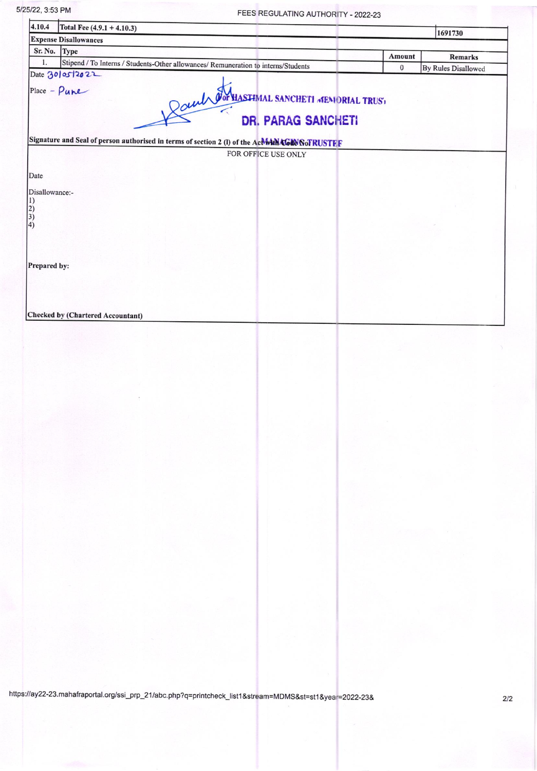| 4.10.4 | Total Fee (4.9.1 + 4.10.3) | | 1691730 |
|---|---|---|---|

**Expense Disallowances**

| Sr. No. | Type | Amount | Remarks |
|---|---|---|---|
| 1. | Stipend / To Interns / Students-Other allowances/ Remuneration to interns/Students | 0 | By Rules Disallowed |

Date 30/05/2022

Place - Pune

For HASTIMAL SANCHETI MEMORIAL TRUST

DR. PARAG SANCHETI

MANAGING TRUSTEE

Signature and Seal of person authorised in terms of section 2 (l) of the Act with Code No.

FOR OFFICE USE ONLY

Date

Disallowance:-

1)
2)
3)
4)

**Prepared by:**

**Checked by (Chartered Accountant)**